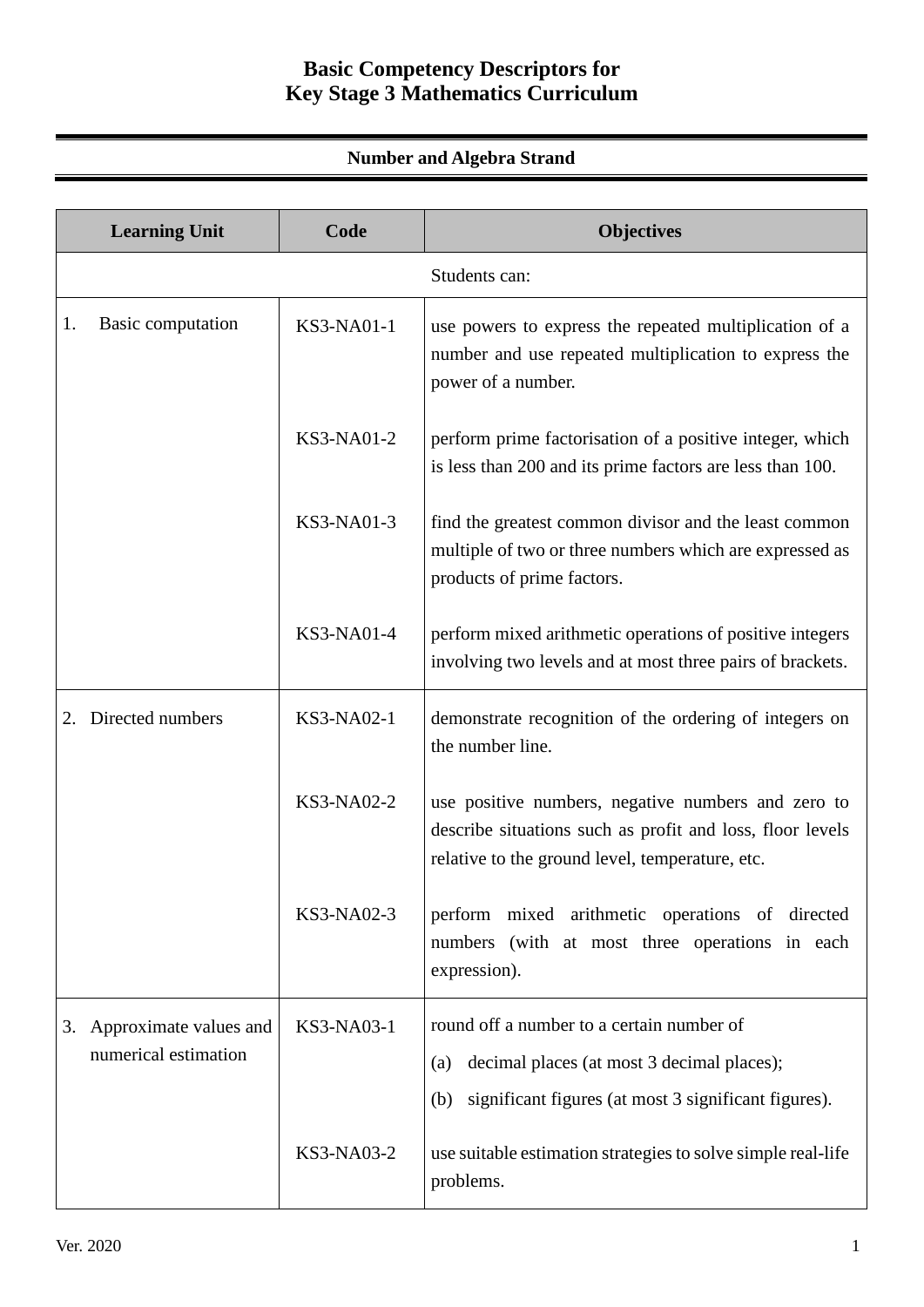# Basic Competency Descriptors for Key Stage 3 Mathematics Curriculum

## Number and Algebra Strand

| Learning Unit | Code | Objectives |
|---|---|---|
| Students can: | | |
| 1. Basic computation | KS3-NA01-1 | use powers to express the repeated multiplication of a number and use repeated multiplication to express the power of a number. |
| | KS3-NA01-2 | perform prime factorisation of a positive integer, which is less than 200 and its prime factors are less than 100. |
| | KS3-NA01-3 | find the greatest common divisor and the least common multiple of two or three numbers which are expressed as products of prime factors. |
| | KS3-NA01-4 | perform mixed arithmetic operations of positive integers involving two levels and at most three pairs of brackets. |
| 2. Directed numbers | KS3-NA02-1 | demonstrate recognition of the ordering of integers on the number line. |
| | KS3-NA02-2 | use positive numbers, negative numbers and zero to describe situations such as profit and loss, floor levels relative to the ground level, temperature, etc. |
| | KS3-NA02-3 | perform mixed arithmetic operations of directed numbers (with at most three operations in each expression). |
| 3. Approximate values and numerical estimation | KS3-NA03-1 | round off a number to a certain number of<br>(a) decimal places (at most 3 decimal places);<br>(b) significant figures (at most 3 significant figures). |
| | KS3-NA03-2 | use suitable estimation strategies to solve simple real-life problems. |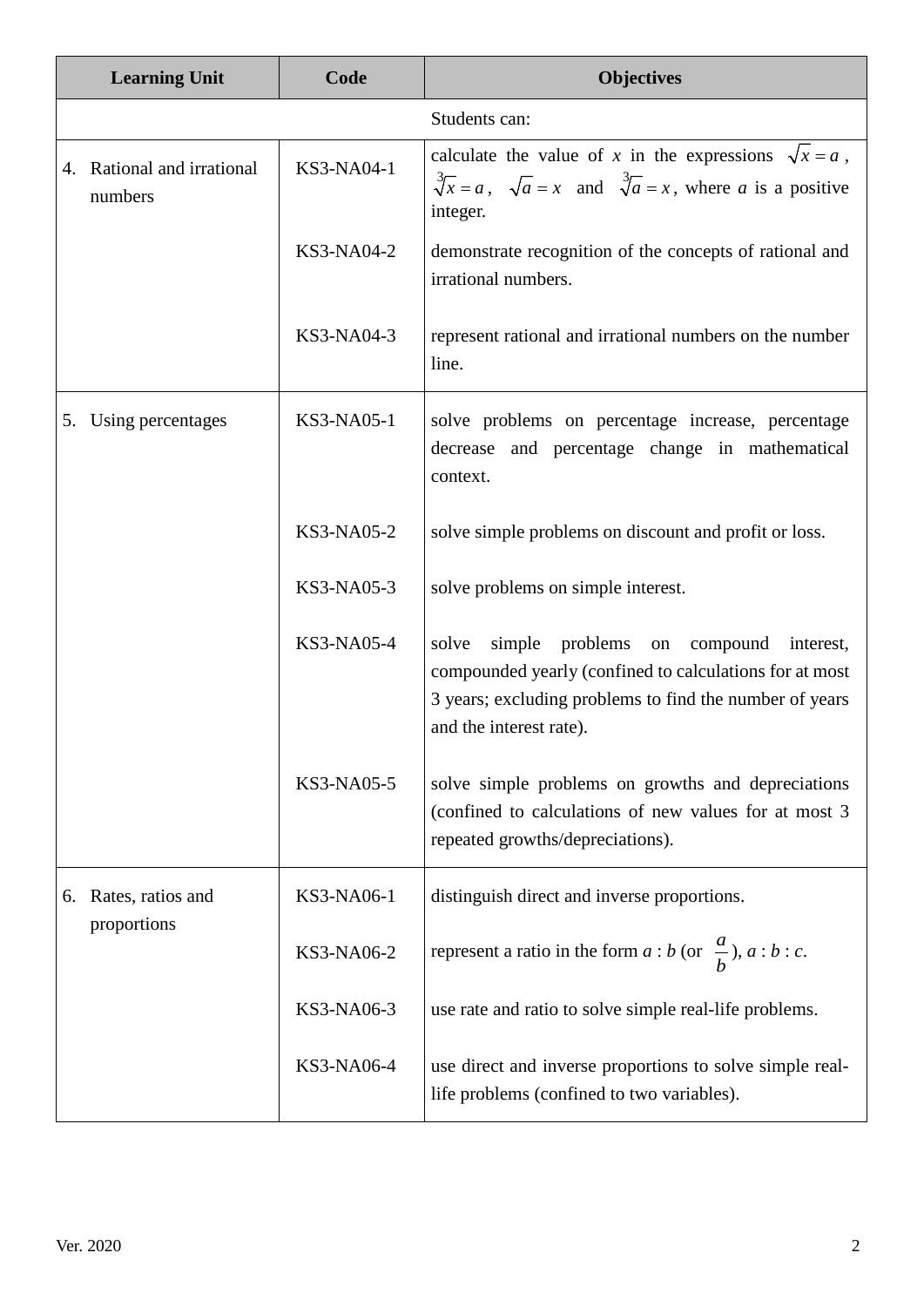| Learning Unit | Code | Objectives |
|---|---|---|
| | | Students can: |
| 4. Rational and irrational numbers | KS3-NA04-1 | calculate the value of $x$ in the expressions $\sqrt{x} = a$, $\sqrt[3]{x} = a$, $\sqrt{a} = x$ and $\sqrt[3]{a} = x$, where $a$ is a positive integer. |
| | KS3-NA04-2 | demonstrate recognition of the concepts of rational and irrational numbers. |
| | KS3-NA04-3 | represent rational and irrational numbers on the number line. |
| 5. Using percentages | KS3-NA05-1 | solve problems on percentage increase, percentage decrease and percentage change in mathematical context. |
| | KS3-NA05-2 | solve simple problems on discount and profit or loss. |
| | KS3-NA05-3 | solve problems on simple interest. |
| | KS3-NA05-4 | solve simple problems on compound interest, compounded yearly (confined to calculations for at most 3 years; excluding problems to find the number of years and the interest rate). |
| | KS3-NA05-5 | solve simple problems on growths and depreciations (confined to calculations of new values for at most 3 repeated growths/depreciations). |
| 6. Rates, ratios and proportions | KS3-NA06-1 | distinguish direct and inverse proportions. |
| | KS3-NA06-2 | represent a ratio in the form $a : b$ (or $\frac{a}{b}$), $a : b : c$. |
| | KS3-NA06-3 | use rate and ratio to solve simple real-life problems. |
| | KS3-NA06-4 | use direct and inverse proportions to solve simple real-life problems (confined to two variables). |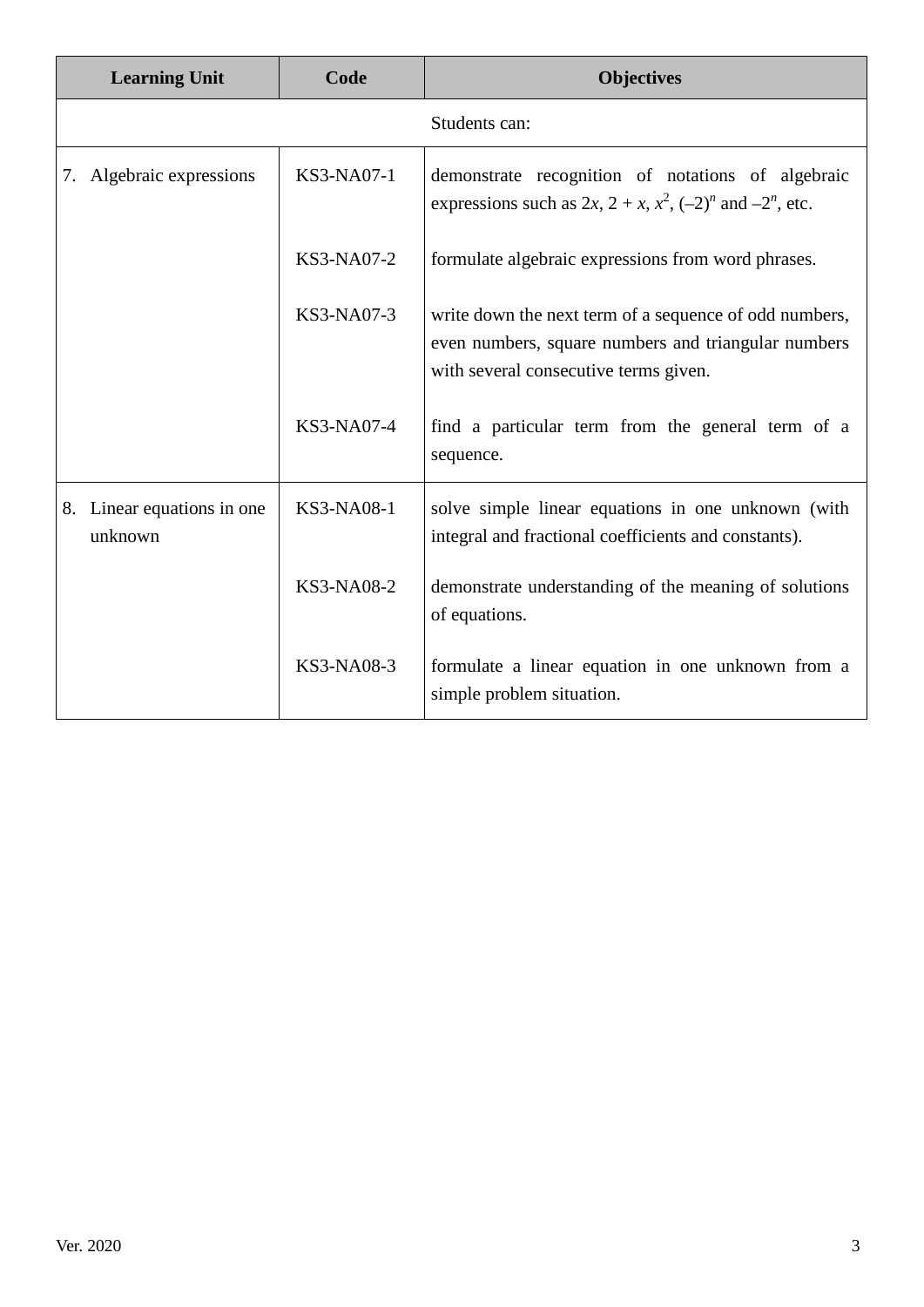| Learning Unit | Code | Objectives |
| --- | --- | --- |
| | | Students can: |
| 7. Algebraic expressions | KS3-NA07-1 | demonstrate recognition of notations of algebraic expressions such as $2x$, $2 + x$, $x^2$, $(-2)^n$ and $-2^n$, etc. |
| | KS3-NA07-2 | formulate algebraic expressions from word phrases. |
| | KS3-NA07-3 | write down the next term of a sequence of odd numbers, even numbers, square numbers and triangular numbers with several consecutive terms given. |
| | KS3-NA07-4 | find a particular term from the general term of a sequence. |
| 8. Linear equations in one unknown | KS3-NA08-1 | solve simple linear equations in one unknown (with integral and fractional coefficients and constants). |
| | KS3-NA08-2 | demonstrate understanding of the meaning of solutions of equations. |
| | KS3-NA08-3 | formulate a linear equation in one unknown from a simple problem situation. |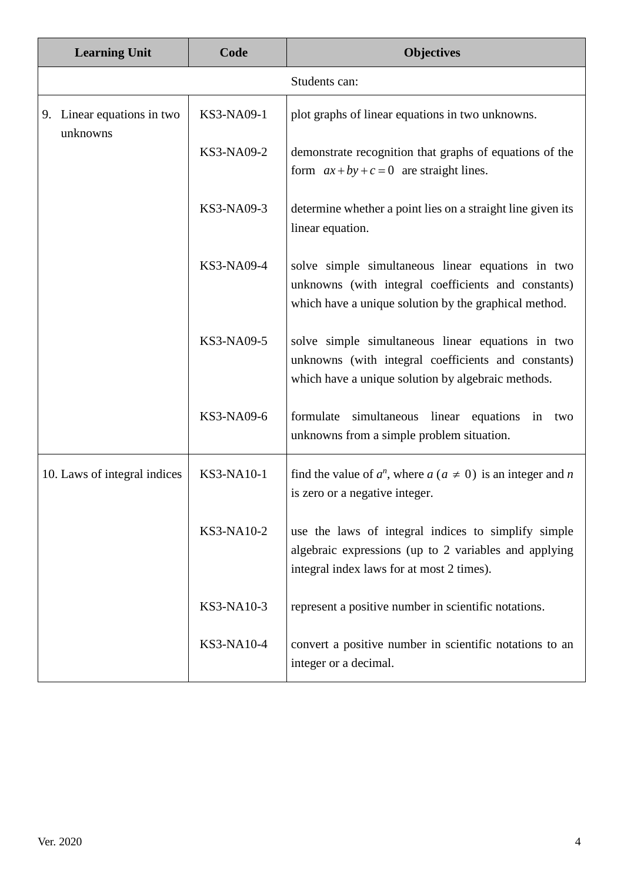| Learning Unit | Code | Objectives |
|---|---|---|
| | | Students can: |
| 9. Linear equations in two unknowns | KS3-NA09-1 | plot graphs of linear equations in two unknowns. |
| | KS3-NA09-2 | demonstrate recognition that graphs of equations of the form $ax + by + c = 0$ are straight lines. |
| | KS3-NA09-3 | determine whether a point lies on a straight line given its linear equation. |
| | KS3-NA09-4 | solve simple simultaneous linear equations in two unknowns (with integral coefficients and constants) which have a unique solution by the graphical method. |
| | KS3-NA09-5 | solve simple simultaneous linear equations in two unknowns (with integral coefficients and constants) which have a unique solution by algebraic methods. |
| | KS3-NA09-6 | formulate simultaneous linear equations in two unknowns from a simple problem situation. |
| 10. Laws of integral indices | KS3-NA10-1 | find the value of $a^n$, where $a$ $(a \neq 0)$ is an integer and $n$ is zero or a negative integer. |
| | KS3-NA10-2 | use the laws of integral indices to simplify simple algebraic expressions (up to 2 variables and applying integral index laws for at most 2 times). |
| | KS3-NA10-3 | represent a positive number in scientific notations. |
| | KS3-NA10-4 | convert a positive number in scientific notations to an integer or a decimal. |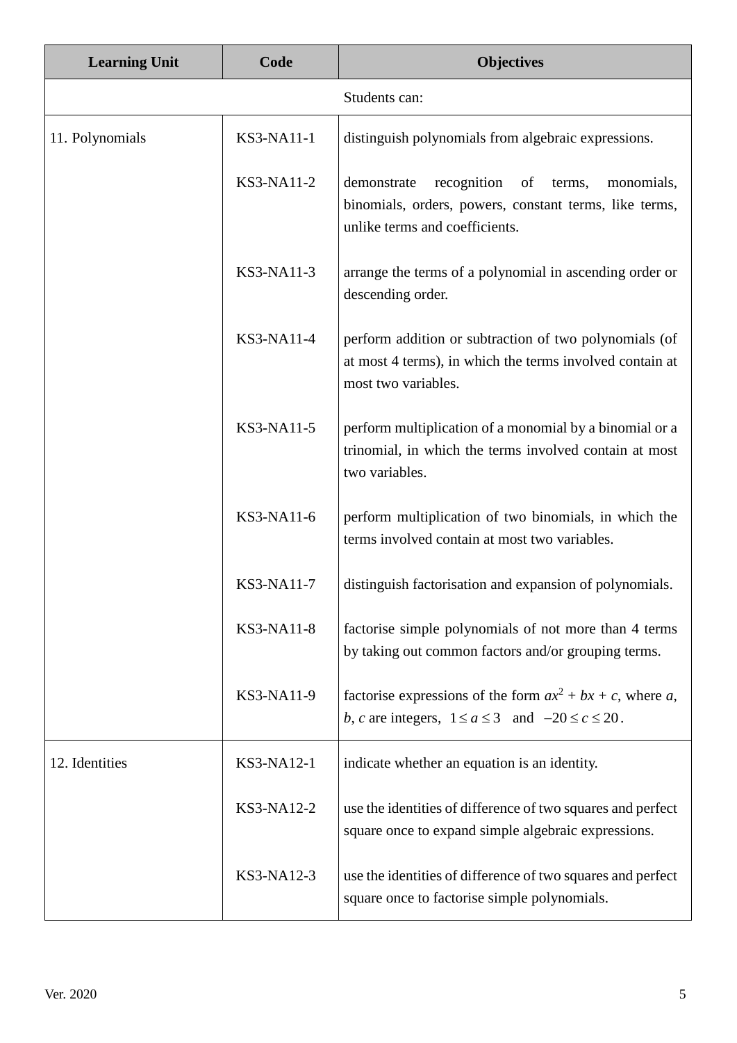| Learning Unit | Code | Objectives |
|---|---|---|
| | | Students can: |
| 11. Polynomials | KS3-NA11-1 | distinguish polynomials from algebraic expressions. |
| | KS3-NA11-2 | demonstrate recognition of terms, monomials, binomials, orders, powers, constant terms, like terms, unlike terms and coefficients. |
| | KS3-NA11-3 | arrange the terms of a polynomial in ascending order or descending order. |
| | KS3-NA11-4 | perform addition or subtraction of two polynomials (of at most 4 terms), in which the terms involved contain at most two variables. |
| | KS3-NA11-5 | perform multiplication of a monomial by a binomial or a trinomial, in which the terms involved contain at most two variables. |
| | KS3-NA11-6 | perform multiplication of two binomials, in which the terms involved contain at most two variables. |
| | KS3-NA11-7 | distinguish factorisation and expansion of polynomials. |
| | KS3-NA11-8 | factorise simple polynomials of not more than 4 terms by taking out common factors and/or grouping terms. |
| | KS3-NA11-9 | factorise expressions of the form $ax^2 + bx + c$, where $a$, $b$, $c$ are integers, $1 \le a \le 3$ and $-20 \le c \le 20$. |
| 12. Identities | KS3-NA12-1 | indicate whether an equation is an identity. |
| | KS3-NA12-2 | use the identities of difference of two squares and perfect square once to expand simple algebraic expressions. |
| | KS3-NA12-3 | use the identities of difference of two squares and perfect square once to factorise simple polynomials. |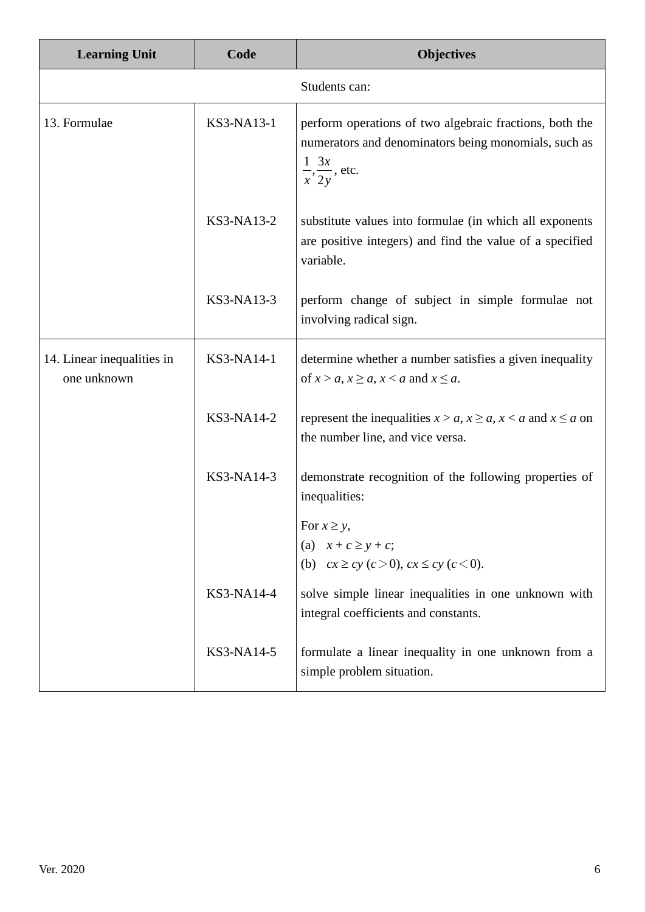| Learning Unit | Code | Objectives |
|---|---|---|
| | | Students can: |
| 13. Formulae | KS3-NA13-1 | perform operations of two algebraic fractions, both the numerators and denominators being monomials, such as $\frac{1}{x}, \frac{3x}{2y}$, etc. |
| | KS3-NA13-2 | substitute values into formulae (in which all exponents are positive integers) and find the value of a specified variable. |
| | KS3-NA13-3 | perform change of subject in simple formulae not involving radical sign. |
| 14. Linear inequalities in one unknown | KS3-NA14-1 | determine whether a number satisfies a given inequality of $x > a$, $x \geq a$, $x < a$ and $x \leq a$. |
| | KS3-NA14-2 | represent the inequalities $x > a$, $x \geq a$, $x < a$ and $x \leq a$ on the number line, and vice versa. |
| | KS3-NA14-3 | demonstrate recognition of the following properties of inequalities:<br>For $x \geq y$,<br>(a) $x + c \geq y + c$;<br>(b) $cx \geq cy$ ($c > 0$), $cx \leq cy$ ($c < 0$). |
| | KS3-NA14-4 | solve simple linear inequalities in one unknown with integral coefficients and constants. |
| | KS3-NA14-5 | formulate a linear inequality in one unknown from a simple problem situation. |

Ver. 2020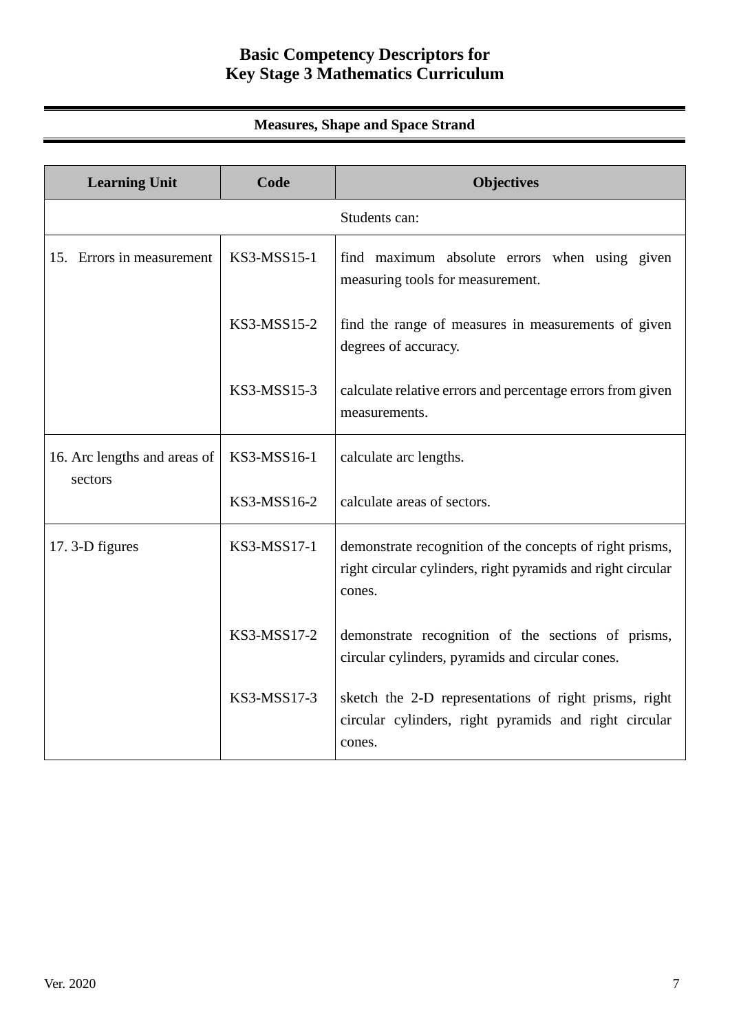# Basic Competency Descriptors for Key Stage 3 Mathematics Curriculum

## Measures, Shape and Space Strand

| Learning Unit | Code | Objectives |
|---|---|---|
| | | Students can: |
| 15. Errors in measurement | KS3-MSS15-1 | find maximum absolute errors when using given measuring tools for measurement. |
| | KS3-MSS15-2 | find the range of measures in measurements of given degrees of accuracy. |
| | KS3-MSS15-3 | calculate relative errors and percentage errors from given measurements. |
| 16. Arc lengths and areas of sectors | KS3-MSS16-1 | calculate arc lengths. |
| | KS3-MSS16-2 | calculate areas of sectors. |
| 17. 3-D figures | KS3-MSS17-1 | demonstrate recognition of the concepts of right prisms, right circular cylinders, right pyramids and right circular cones. |
| | KS3-MSS17-2 | demonstrate recognition of the sections of prisms, circular cylinders, pyramids and circular cones. |
| | KS3-MSS17-3 | sketch the 2-D representations of right prisms, right circular cylinders, right pyramids and right circular cones. |

Ver. 2020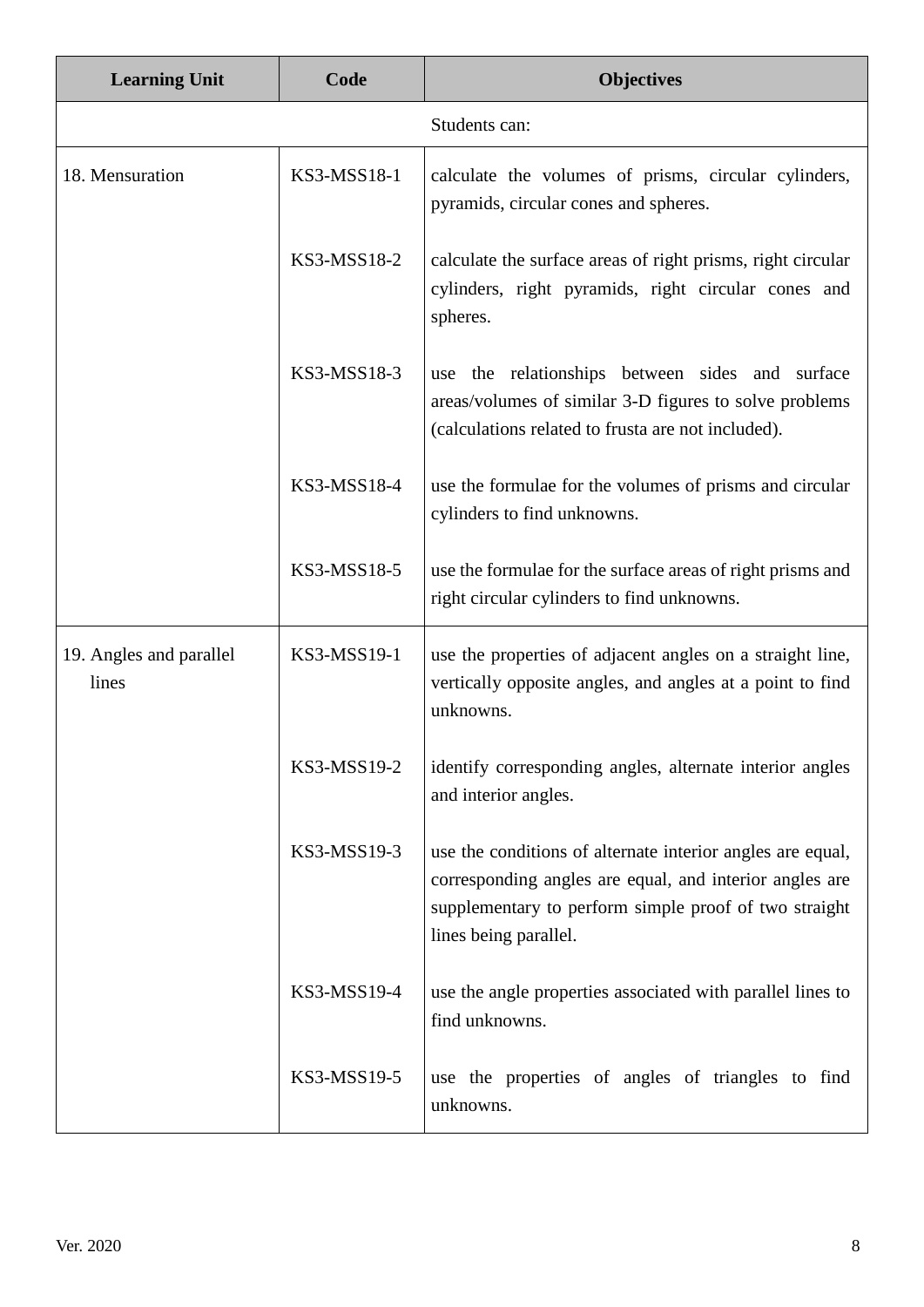| Learning Unit | Code | Objectives |
|---|---|---|
| | | Students can: |
| 18. Mensuration | KS3-MSS18-1 | calculate the volumes of prisms, circular cylinders, pyramids, circular cones and spheres. |
| | KS3-MSS18-2 | calculate the surface areas of right prisms, right circular cylinders, right pyramids, right circular cones and spheres. |
| | KS3-MSS18-3 | use the relationships between sides and surface areas/volumes of similar 3-D figures to solve problems (calculations related to frusta are not included). |
| | KS3-MSS18-4 | use the formulae for the volumes of prisms and circular cylinders to find unknowns. |
| | KS3-MSS18-5 | use the formulae for the surface areas of right prisms and right circular cylinders to find unknowns. |
| 19. Angles and parallel lines | KS3-MSS19-1 | use the properties of adjacent angles on a straight line, vertically opposite angles, and angles at a point to find unknowns. |
| | KS3-MSS19-2 | identify corresponding angles, alternate interior angles and interior angles. |
| | KS3-MSS19-3 | use the conditions of alternate interior angles are equal, corresponding angles are equal, and interior angles are supplementary to perform simple proof of two straight lines being parallel. |
| | KS3-MSS19-4 | use the angle properties associated with parallel lines to find unknowns. |
| | KS3-MSS19-5 | use the properties of angles of triangles to find unknowns. |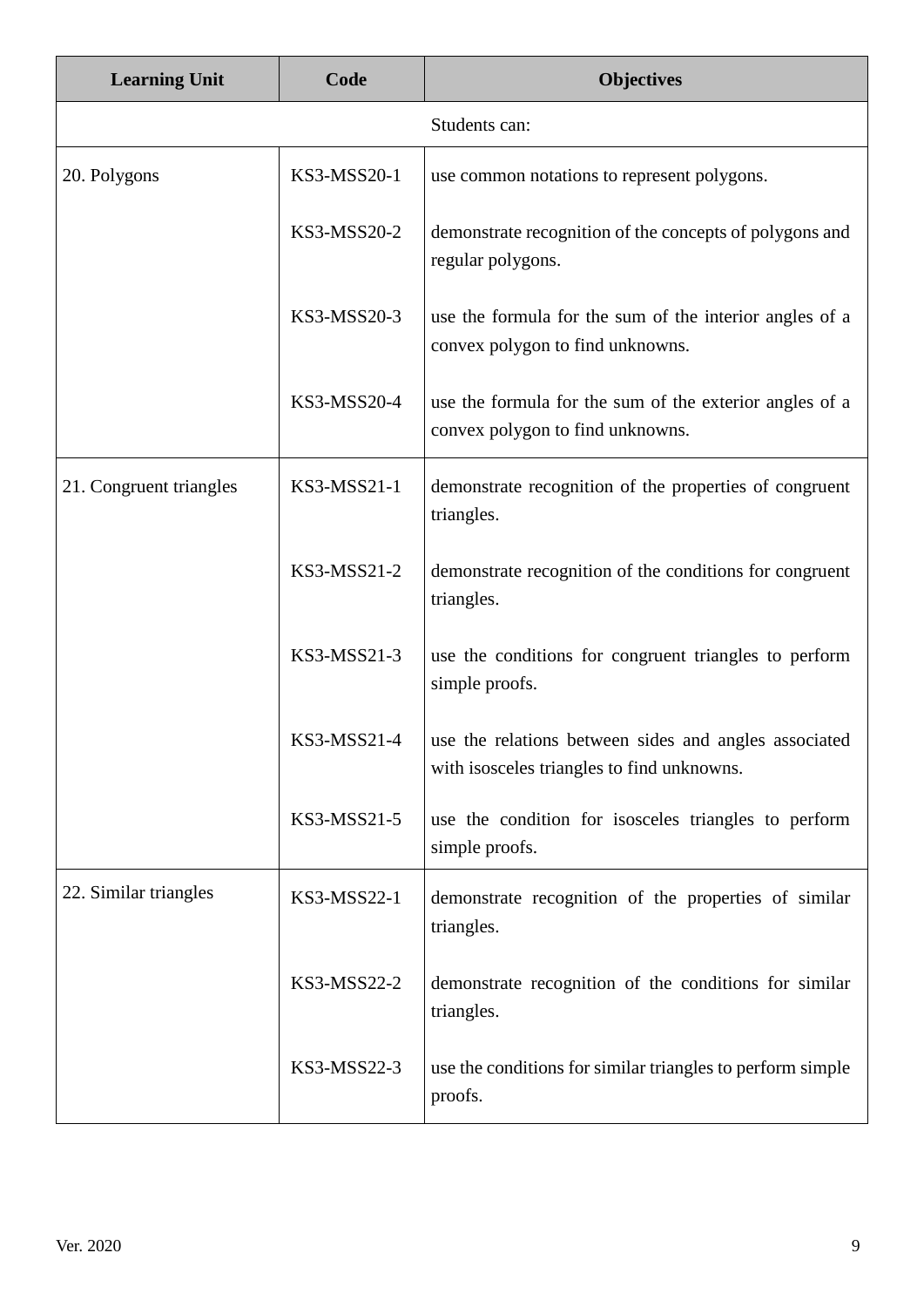| Learning Unit | Code | Objectives |
|---|---|---|
| | | Students can: |
| 20. Polygons | KS3-MSS20-1 | use common notations to represent polygons. |
| | KS3-MSS20-2 | demonstrate recognition of the concepts of polygons and regular polygons. |
| | KS3-MSS20-3 | use the formula for the sum of the interior angles of a convex polygon to find unknowns. |
| | KS3-MSS20-4 | use the formula for the sum of the exterior angles of a convex polygon to find unknowns. |
| 21. Congruent triangles | KS3-MSS21-1 | demonstrate recognition of the properties of congruent triangles. |
| | KS3-MSS21-2 | demonstrate recognition of the conditions for congruent triangles. |
| | KS3-MSS21-3 | use the conditions for congruent triangles to perform simple proofs. |
| | KS3-MSS21-4 | use the relations between sides and angles associated with isosceles triangles to find unknowns. |
| | KS3-MSS21-5 | use the condition for isosceles triangles to perform simple proofs. |
| 22. Similar triangles | KS3-MSS22-1 | demonstrate recognition of the properties of similar triangles. |
| | KS3-MSS22-2 | demonstrate recognition of the conditions for similar triangles. |
| | KS3-MSS22-3 | use the conditions for similar triangles to perform simple proofs. |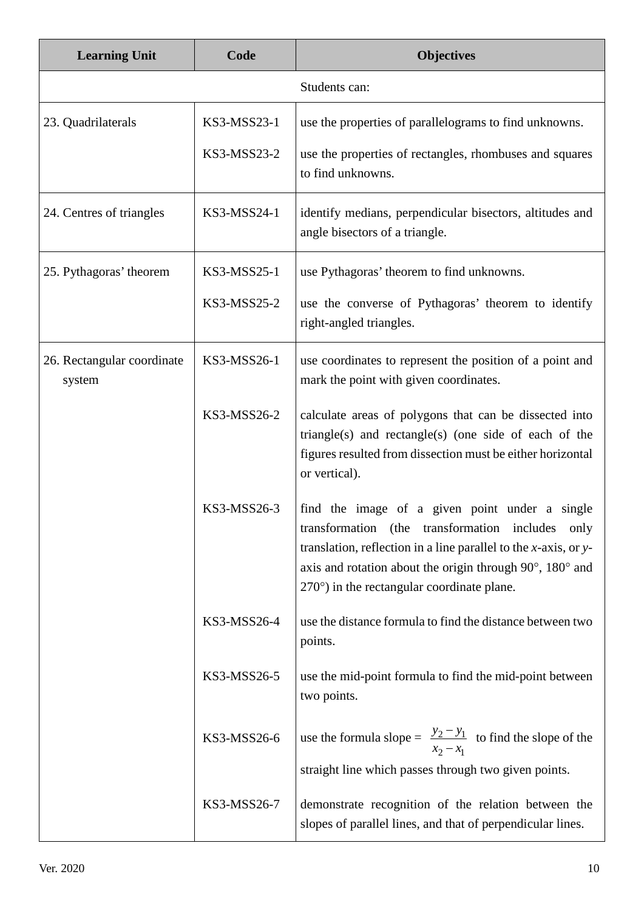| Learning Unit | Code | Objectives |
|---|---|---|
| | | Students can: |
| 23. Quadrilaterals | KS3-MSS23-1 | use the properties of parallelograms to find unknowns. |
| | KS3-MSS23-2 | use the properties of rectangles, rhombuses and squares to find unknowns. |
| 24. Centres of triangles | KS3-MSS24-1 | identify medians, perpendicular bisectors, altitudes and angle bisectors of a triangle. |
| 25. Pythagoras' theorem | KS3-MSS25-1 | use Pythagoras' theorem to find unknowns. |
| | KS3-MSS25-2 | use the converse of Pythagoras' theorem to identify right-angled triangles. |
| 26. Rectangular coordinate system | KS3-MSS26-1 | use coordinates to represent the position of a point and mark the point with given coordinates. |
| | KS3-MSS26-2 | calculate areas of polygons that can be dissected into triangle(s) and rectangle(s) (one side of each of the figures resulted from dissection must be either horizontal or vertical). |
| | KS3-MSS26-3 | find the image of a given point under a single transformation (the transformation includes only translation, reflection in a line parallel to the $x$-axis, or $y$-axis and rotation about the origin through $90°$, $180°$ and $270°$) in the rectangular coordinate plane. |
| | KS3-MSS26-4 | use the distance formula to find the distance between two points. |
| | KS3-MSS26-5 | use the mid-point formula to find the mid-point between two points. |
| | KS3-MSS26-6 | use the formula slope = $\frac{y_2 - y_1}{x_2 - x_1}$ to find the slope of the straight line which passes through two given points. |
| | KS3-MSS26-7 | demonstrate recognition of the relation between the slopes of parallel lines, and that of perpendicular lines. |

Ver. 2020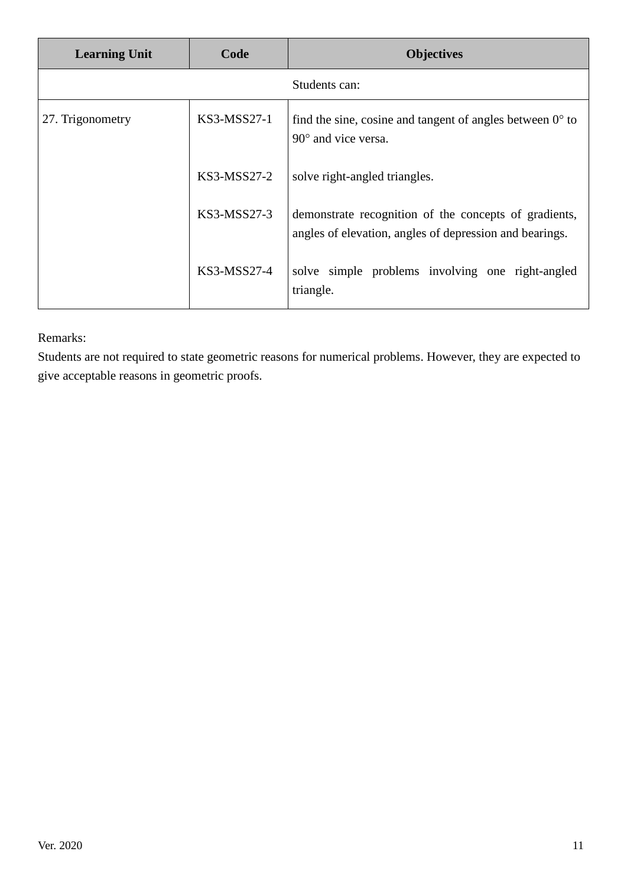| Learning Unit | Code | Objectives |
|---|---|---|
| | | Students can: |
| 27. Trigonometry | KS3-MSS27-1 | find the sine, cosine and tangent of angles between 0° to 90° and vice versa. |
| | KS3-MSS27-2 | solve right-angled triangles. |
| | KS3-MSS27-3 | demonstrate recognition of the concepts of gradients, angles of elevation, angles of depression and bearings. |
| | KS3-MSS27-4 | solve simple problems involving one right-angled triangle. |

Remarks:
Students are not required to state geometric reasons for numerical problems. However, they are expected to give acceptable reasons in geometric proofs.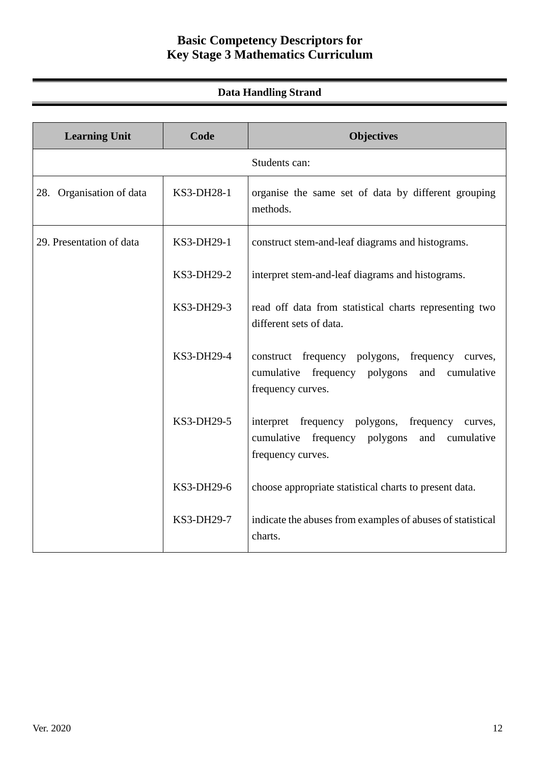# Basic Competency Descriptors for
# Key Stage 3 Mathematics Curriculum

## Data Handling Strand

| Learning Unit | Code | Objectives |
|---|---|---|
| Students can: | | |
| 28. Organisation of data | KS3-DH28-1 | organise the same set of data by different grouping methods. |
| 29. Presentation of data | KS3-DH29-1 | construct stem-and-leaf diagrams and histograms. |
| | KS3-DH29-2 | interpret stem-and-leaf diagrams and histograms. |
| | KS3-DH29-3 | read off data from statistical charts representing two different sets of data. |
| | KS3-DH29-4 | construct frequency polygons, frequency curves, cumulative frequency polygons and cumulative frequency curves. |
| | KS3-DH29-5 | interpret frequency polygons, frequency curves, cumulative frequency polygons and cumulative frequency curves. |
| | KS3-DH29-6 | choose appropriate statistical charts to present data. |
| | KS3-DH29-7 | indicate the abuses from examples of abuses of statistical charts. |

Ver. 2020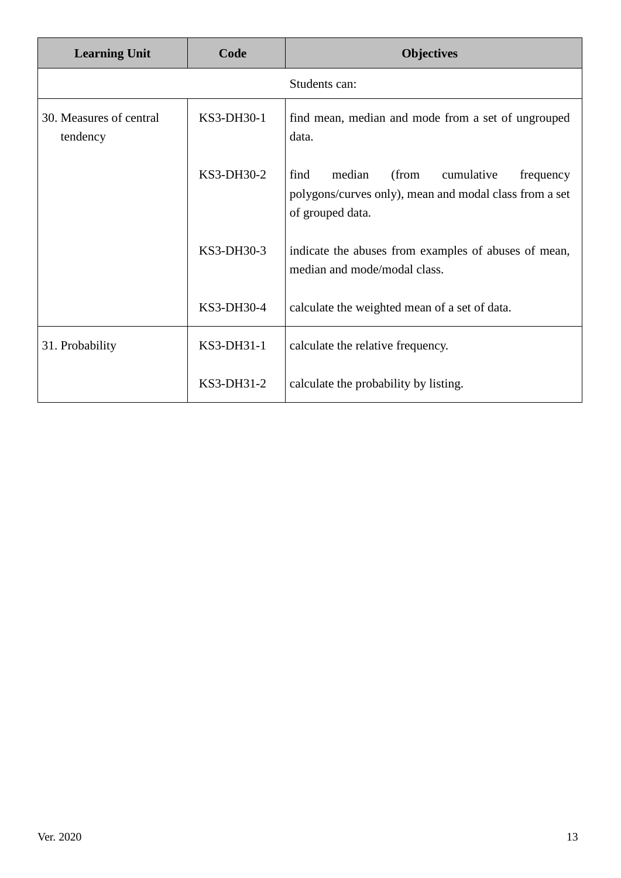| Learning Unit | Code | Objectives |
|---|---|---|
| | | Students can: |
| 30. Measures of central tendency | KS3-DH30-1 | find mean, median and mode from a set of ungrouped data. |
| | KS3-DH30-2 | find median (from cumulative frequency polygons/curves only), mean and modal class from a set of grouped data. |
| | KS3-DH30-3 | indicate the abuses from examples of abuses of mean, median and mode/modal class. |
| | KS3-DH30-4 | calculate the weighted mean of a set of data. |
| 31. Probability | KS3-DH31-1 | calculate the relative frequency. |
| | KS3-DH31-2 | calculate the probability by listing. |